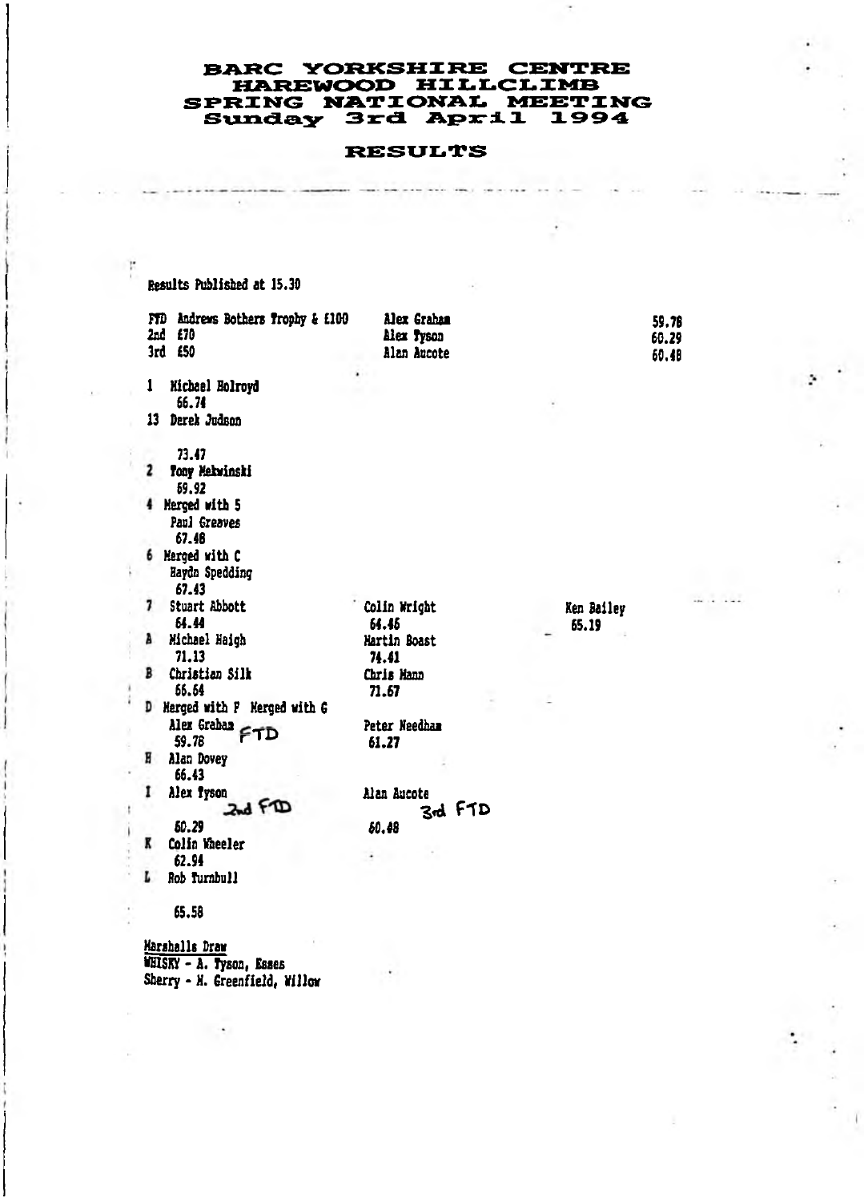# BARC YORKSHIRE CENTRE
# HAREWOOD HILLCLIMB
# SPRING NATIONAL MEETING
# Sunday 3rd April 1994

## RESULTS

Results Published at 15.30

| | | |
|---|---|---|
| FTD Andrews Bothers Trophy & £100 | Alex Graham | 59.78 |
| 2nd £70 | Alex Tyson | 60.29 |
| 3rd £50 | Alan Aucote | 60.48 |

1 Michael Holroyd
66.74

13 Derek Judson
73.47

2 Tony Mekwinski
69.92

4 Merged with 5
Paul Greaves
67.48

6 Merged with C
Haydn Spedding
67.43

| | | |
|---|---|---|
| 7 Stuart Abbott 64.44 | Colin Wright 64.46 | Ken Bailey 65.19 |
| A Michael Haigh 71.13 | Martin Boast 74.41 | |
| B Christian Silk 66.64 | Chris Mann 71.67 | |
| D Merged with F Merged with G Alex Graham FTD 59.78 | Peter Needham 61.27 | |
| H Alan Dovey 66.43 | | |
| I Alex Tyson 2nd FTD 60.29 | Alan Aucote 3rd FTD 60.48 | |
| K Colin Wheeler 62.94 | | |
| L Rob Turnbull 65.58 | | |

Marshalls Draw
WHISKY - A. Tyson, Essex
Sherry - M. Greenfield, Willow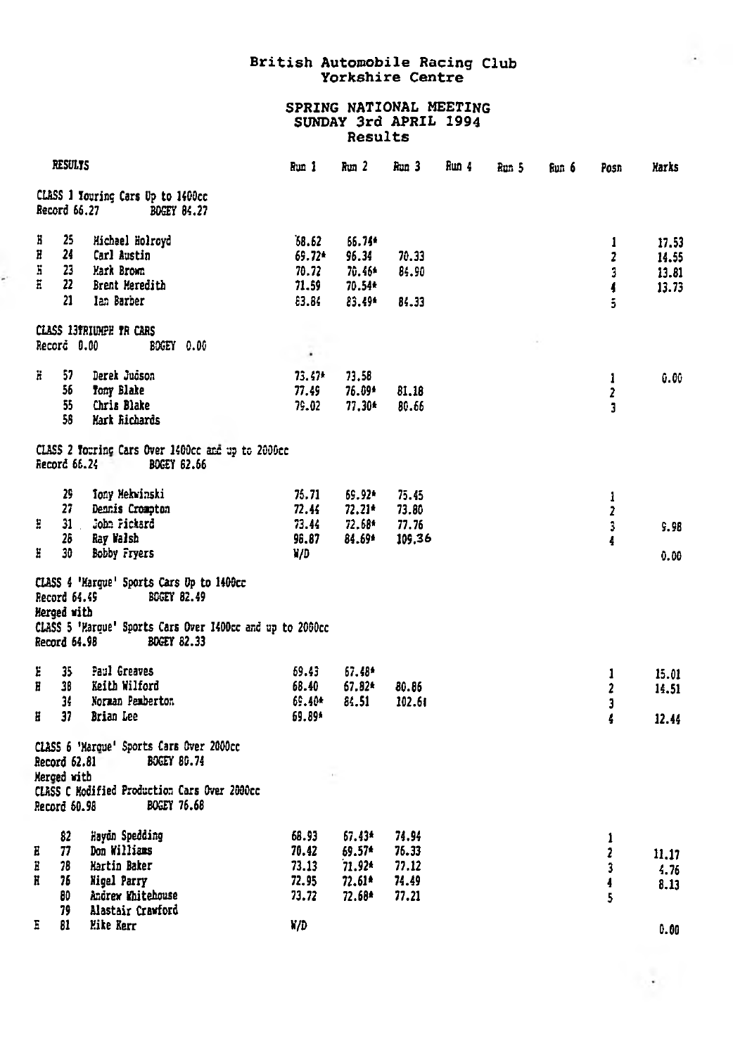# British Automobile Racing Club
## Yorkshire Centre

## SPRING NATIONAL MEETING
## SUNDAY 3rd APRIL 1994
## Results

| | | RESULTS | Run 1 | Run 2 | Run 3 | Run 4 | Run 5 | Run 6 | Posn | Marks |
|---|---|---|---|---|---|---|---|---|---|---|
| | | **CLASS 1 Touring Cars Up to 1400cc** | | | | | | | | |
| | | Record 66.27 BOGEY 84.27 | | | | | | | | |
| H | 25 | Michael Holroyd | 68.62 | 66.74* | | | | | 1 | 17.53 |
| H | 24 | Carl Austin | 69.72* | 96.34 | 70.33 | | | | 2 | 14.55 |
| H | 23 | Mark Brown | 70.72 | 70.46* | 84.90 | | | | 3 | 13.81 |
| H | 22 | Brent Meredith | 71.59 | 70.54* | | | | | 4 | 13.73 |
| | 21 | Ian Barber | 83.84 | 83.49* | 84.33 | | | | 5 | |
| | | **CLASS 13TRIUMPH TR CARS** | | | | | | | | |
| | | Record 0.00 BOGEY 0.00 | | | | | | | | |
| H | 57 | Derek Judson | 73.47* | 73.58 | | | | | 1 | 0.00 |
| | 56 | Tony Blake | 77.49 | 76.09* | 81.18 | | | | 2 | |
| | 55 | Chris Blake | 79.02 | 77.30* | 80.66 | | | | 3 | |
| | 58 | Mark Richards | | | | | | | | |
| | | **CLASS 2 Touring Cars Over 1400cc and up to 2000cc** | | | | | | | | |
| | | Record 66.24 BOGEY 82.66 | | | | | | | | |
| | 29 | Tony Mekwinski | 75.71 | 69.92* | 75.45 | | | | 1 | |
| | 27 | Dennis Crompton | 72.44 | 72.21* | 73.80 | | | | 2 | |
| H | 31 | John Pickard | 73.44 | 72.68* | 77.76 | | | | 3 | 9.98 |
| | 26 | Ray Walsh | 96.87 | 84.69* | 109.36 | | | | 4 | |
| H | 30 | Bobby Fryers | W/D | | | | | | | 0.00 |
| | | **CLASS 4 'Marque' Sports Cars Up to 1400cc** | | | | | | | | |
| | | Record 64.49 BOGEY 82.49 | | | | | | | | |
| | | Merged with | | | | | | | | |
| | | **CLASS 5 'Marque' Sports Cars Over 1400cc and up to 2000cc** | | | | | | | | |
| | | Record 64.98 BOGEY 82.33 | | | | | | | | |
| H | 35 | Paul Greaves | 69.43 | 67.48* | | | | | 1 | 15.01 |
| H | 38 | Keith Wilford | 68.40 | 67.82* | 80.86 | | | | 2 | 14.51 |
| | 34 | Norman Pemberton | 69.40* | 84.51 | 102.61 | | | | 3 | |
| H | 37 | Brian Lee | 69.89* | | | | | | 4 | 12.44 |
| | | **CLASS 6 'Marque' Sports Cars Over 2000cc** | | | | | | | | |
| | | Record 62.81 BOGEY 80.74 | | | | | | | | |
| | | Merged with | | | | | | | | |
| | | **CLASS C Modified Production Cars Over 2000cc** | | | | | | | | |
| | | Record 60.98 BOGEY 76.68 | | | | | | | | |
| | 82 | Haydn Spedding | 68.93 | 67.43* | 74.94 | | | | 1 | |
| H | 77 | Don Williams | 70.42 | 69.57* | 76.33 | | | | 2 | 11.17 |
| H | 78 | Martin Baker | 73.13 | 71.92* | 77.12 | | | | 3 | 4.76 |
| H | 76 | Nigel Parry | 72.95 | 72.61* | 74.49 | | | | 4 | 8.13 |
| | 80 | Andrew Whitehouse | 73.72 | 72.68* | 77.21 | | | | 5 | |
| | 79 | Alastair Crawford | | | | | | | | |
| H | 81 | Mike Kerr | W/D | | | | | | | 0.00 |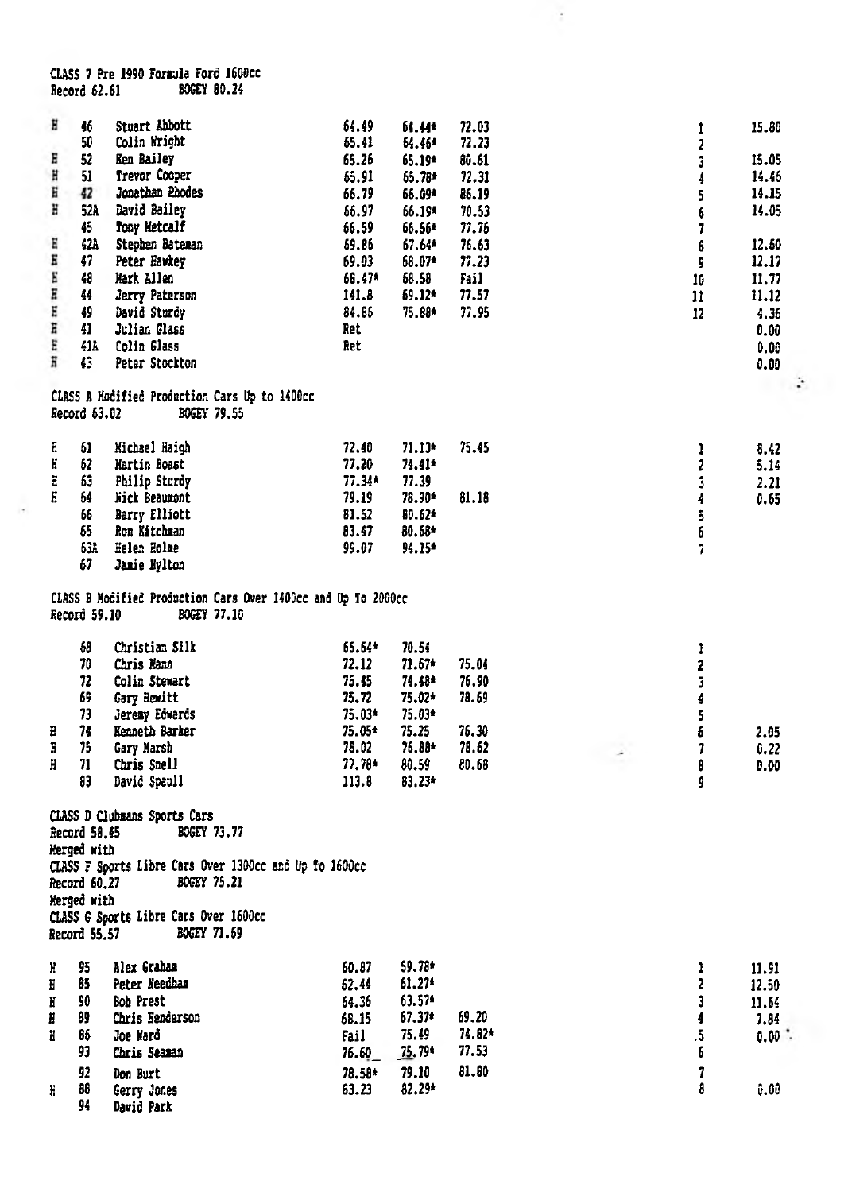CLASS 7 Pre 1990 Formula Ford 1600cc
Record 62.61 BOGEY 80.24

| | No. | Driver | Run 1 | Run 2 | Run 3 | Pos | Points |
|---|---|---|---|---|---|---|---|
| H | 46 | Stuart Abbott | 64.49 | 64.44* | 72.03 | 1 | 15.80 |
| | 50 | Colin Wright | 65.41 | 64.46* | 72.23 | 2 | |
| H | 52 | Ken Bailey | 65.26 | 65.19* | 80.61 | 3 | 15.05 |
| H | 51 | Trevor Cooper | 65.91 | 65.78* | 72.31 | 4 | 14.46 |
| H | 42 | Jonathan Rhodes | 66.79 | 66.09* | 86.19 | 5 | 14.15 |
| H | 52A | David Bailey | 66.97 | 66.19* | 70.53 | 6 | 14.05 |
| | 45 | Tony Metcalf | 66.59 | 66.56* | 77.76 | 7 | |
| H | 42A | Stephen Bateman | 69.86 | 67.64* | 76.63 | 8 | 12.60 |
| H | 47 | Peter Hawkey | 69.03 | 68.07* | 77.23 | 9 | 12.17 |
| H | 48 | Mark Allen | 68.47* | 68.58 | Fail | 10 | 11.77 |
| H | 44 | Jerry Paterson | 141.8 | 69.12* | 77.57 | 11 | 11.12 |
| H | 49 | David Sturdy | 84.86 | 75.88* | 77.95 | 12 | 4.36 |
| H | 41 | Julian Glass | Ret | | | | 0.00 |
| H | 41A | Colin Glass | Ret | | | | 0.00 |
| H | 43 | Peter Stockton | | | | | 0.00 |

CLASS A Modified Production Cars Up to 1400cc
Record 63.02 BOGEY 79.55

| | No. | Driver | Run 1 | Run 2 | Run 3 | Pos | Points |
|---|---|---|---|---|---|---|---|
| H | 61 | Michael Haigh | 72.40 | 71.13* | 75.45 | 1 | 8.42 |
| H | 62 | Martin Boast | 77.20 | 74.41* | | 2 | 5.14 |
| H | 63 | Philip Sturdy | 77.34* | 77.39 | | 3 | 2.21 |
| H | 64 | Nick Beaumont | 79.19 | 78.90* | 81.18 | 4 | 0.65 |
| | 66 | Barry Elliott | 81.52 | 80.62* | | 5 | |
| | 65 | Ron Kitchman | 83.47 | 80.68* | | 6 | |
| | 63A | Helen Holme | 99.07 | 94.15* | | 7 | |
| | 67 | Jamie Hylton | | | | | |

CLASS B Modified Production Cars Over 1400cc and Up To 2000cc
Record 59.10 BOGEY 77.10

| | No. | Driver | Run 1 | Run 2 | Run 3 | Pos | Points |
|---|---|---|---|---|---|---|---|
| | 68 | Christian Silk | 65.64* | 70.54 | | 1 | |
| | 70 | Chris Mann | 72.12 | 71.67* | 75.04 | 2 | |
| | 72 | Colin Stewart | 75.45 | 74.48* | 76.90 | 3 | |
| | 69 | Gary Hewitt | 75.72 | 75.02* | 78.69 | 4 | |
| | 73 | Jeremy Edwards | 75.03* | 75.03* | | 5 | |
| H | 74 | Kenneth Barker | 75.05* | 75.25 | 76.30 | 6 | 2.05 |
| H | 75 | Gary Marsh | 78.02 | 75.88* | 78.62 | 7 | 0.22 |
| H | 71 | Chris Snell | 77.78* | 80.59 | 80.68 | 8 | 0.00 |
| | 83 | David Spaull | 113.8 | 83.23* | | 9 | |

CLASS D Clubmans Sports Cars
Record 58.45 BOGEY 73.77
Merged with
CLASS F Sports Libre Cars Over 1300cc and Up To 1600cc
Record 60.27 BOGEY 75.21
Merged with
CLASS G Sports Libre Cars Over 1600cc
Record 55.57 BOGEY 71.69

| | No. | Driver | Run 1 | Run 2 | Run 3 | Pos | Points |
|---|---|---|---|---|---|---|---|
| H | 95 | Alex Graham | 60.87 | 59.78* | | 1 | 11.91 |
| H | 85 | Peter Needham | 62.44 | 61.27* | | 2 | 12.50 |
| H | 90 | Bob Prest | 64.36 | 63.57* | | 3 | 11.64 |
| H | 89 | Chris Henderson | 68.15 | 67.37* | 69.20 | 4 | 7.84 |
| H | 86 | Joe Ward | Fail | 75.49 | 74.82* | 5 | 0.00 |
| | 93 | Chris Seaman | 76.60 | 75.79* | 77.53 | 6 | |
| | 92 | Don Burt | 78.58* | 79.10 | 81.80 | 7 | |
| H | 88 | Gerry Jones | 83.23 | 82.29* | | 8 | 0.00 |
| | 94 | David Park | | | | | |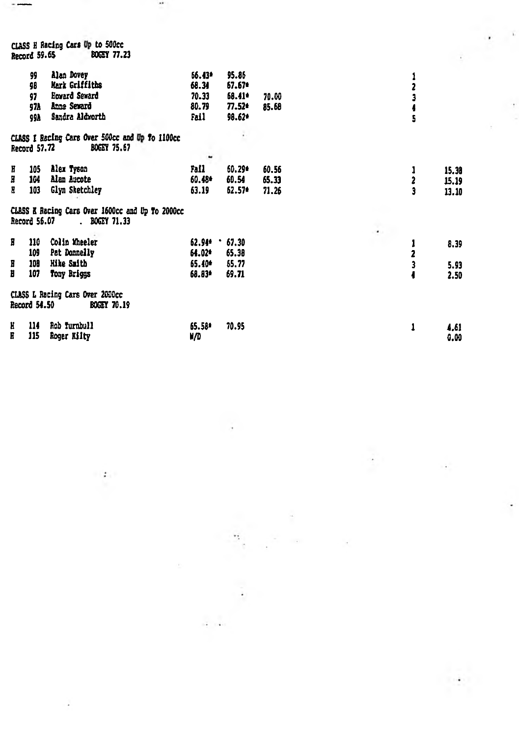CLASS H Racing Cars Up to 500cc
Record 59.65 BOGEY 77.23

| | | | | | | | |
|---|---|---|---|---|---|---|---|
| 99 | Alan Dovey | 66.43* | 95.86 | | 1 | |
| 98 | Mark Griffiths | 68.34 | 67.67* | | 2 | |
| 97 | Edward Seward | 70.33 | 68.41* | 70.00 | 3 | |
| 97A | Anne Seward | 80.79 | 77.52* | 85.68 | 4 | |
| 99A | Sandra Aldworth | Fail | 98.62* | | 5 | |

CLASS I Racing Cars Over 500cc and Up To 1100cc
Record 57.72 BOGEY 75.67

| | | | | | | | |
|---|---|---|---|---|---|---|---|
| H | 105 | Alex Tyson | Fail | 60.29* | 60.56 | 1 | 15.38 |
| H | 104 | Alan Aucote | 60.48* | 60.54 | 65.33 | 2 | 15.19 |
| H | 103 | Glyn Sketchley | 63.19 | 62.57* | 71.26 | 3 | 13.10 |

CLASS K Racing Cars Over 1600cc and Up To 2000cc
Record 56.07 . BOGEY 71.33

| | | | | | | | |
|---|---|---|---|---|---|---|---|
| H | 110 | Colin Wheeler | 62.94* | 67.30 | | 1 | 8.39 |
| | 109 | Pat Donnelly | 64.02* | 65.38 | | 2 | |
| H | 108 | Mike Smith | 65.40* | 65.77 | | 3 | 5.93 |
| H | 107 | Tony Briggs | 68.83* | 69.71 | | 4 | 2.50 |

CLASS L Racing Cars Over 2000cc
Record 54.50 BOGEY 70.19

| | | | | | | | |
|---|---|---|---|---|---|---|---|
| H | 114 | Rob Turnbull | 65.58* | 70.95 | | 1 | 4.61 |
| H | 115 | Roger Kilty | W/D | | | | 0.00 |